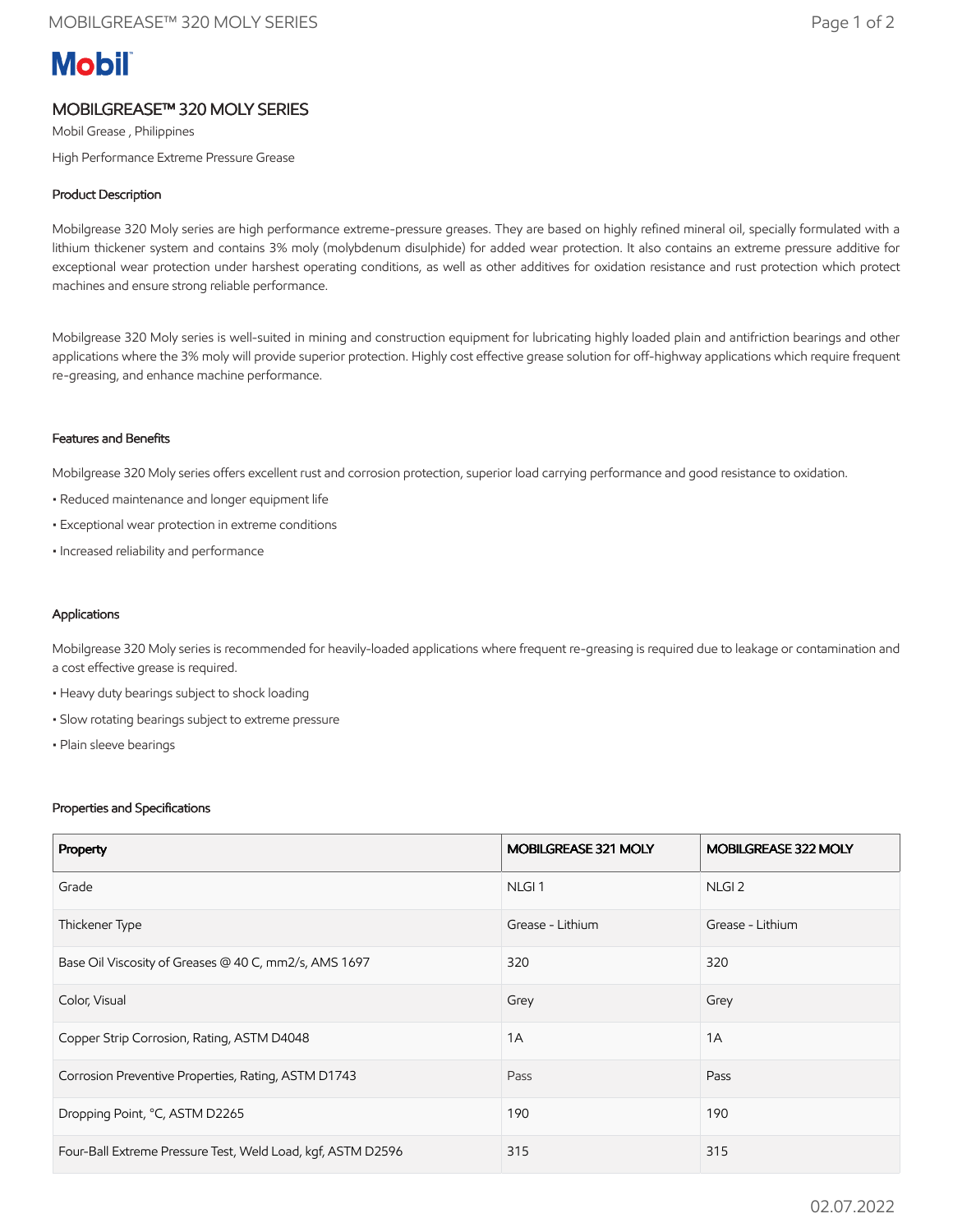Mobil

# MOBILGREASE™ 320 MOLY SERIES

Mobil Grease , Philippines

High Performance Extreme Pressure Grease

## Product Description

Mobilgrease 320 Moly series are high performance extreme-pressure greases. They are based on highly refined mineral oil, specially formulated with a lithium thickener system and contains 3% moly (molybdenum disulphide) for added wear protection. It also contains an extreme pressure additive for exceptional wear protection under harshest operating conditions, as well as other additives for oxidation resistance and rust protection which protect machines and ensure strong reliable performance.

Mobilgrease 320 Moly series is well-suited in mining and construction equipment for lubricating highly loaded plain and antifriction bearings and other applications where the 3% moly will provide superior protection. Highly cost effective grease solution for off-highway applications which require frequent re-greasing, and enhance machine performance.

## Features and Benefits

Mobilgrease 320 Moly series offers excellent rust and corrosion protection, superior load carrying performance and good resistance to oxidation.

- Reduced maintenance and longer equipment life
- Exceptional wear protection in extreme conditions
- Increased reliability and performance

## Applications

Mobilgrease 320 Moly series is recommended for heavily-loaded applications where frequent re-greasing is required due to leakage or contamination and a cost effective grease is required.

- Heavy duty bearings subject to shock loading
- Slow rotating bearings subject to extreme pressure
- Plain sleeve bearings

## Properties and Specifications

| Property | MOBILGREASE 321 MOLY | MOBILGREASE 322 MOLY |
|---|---|---|
| Grade | NLGI 1 | NLGI 2 |
| Thickener Type | Grease - Lithium | Grease - Lithium |
| Base Oil Viscosity of Greases @ 40 C, mm2/s, AMS 1697 | 320 | 320 |
| Color, Visual | Grey | Grey |
| Copper Strip Corrosion, Rating, ASTM D4048 | 1A | 1A |
| Corrosion Preventive Properties, Rating, ASTM D1743 | Pass | Pass |
| Dropping Point, °C, ASTM D2265 | 190 | 190 |
| Four-Ball Extreme Pressure Test, Weld Load, kgf, ASTM D2596 | 315 | 315 |

02.07.2022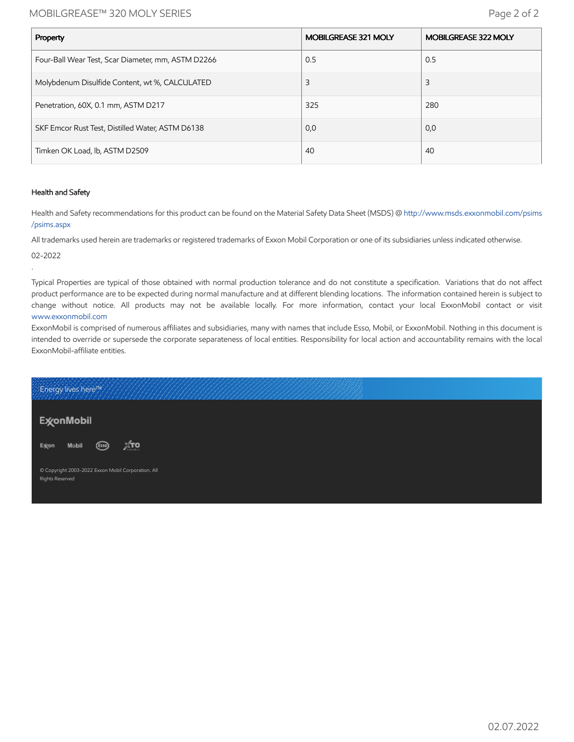| Property | MOBILGREASE 321 MOLY | MOBILGREASE 322 MOLY |
|---|---|---|
| Four-Ball Wear Test, Scar Diameter, mm, ASTM D2266 | 0.5 | 0.5 |
| Molybdenum Disulfide Content, wt %, CALCULATED | 3 | 3 |
| Penetration, 60X, 0.1 mm, ASTM D217 | 325 | 280 |
| SKF Emcor Rust Test, Distilled Water, ASTM D6138 | 0,0 | 0,0 |
| Timken OK Load, lb, ASTM D2509 | 40 | 40 |

### Health and Safety

Health and Safety recommendations for this product can be found on the Material Safety Data Sheet (MSDS) @ http://www.msds.exxonmobil.com/psims/psims.aspx

All trademarks used herein are trademarks or registered trademarks of Exxon Mobil Corporation or one of its subsidiaries unless indicated otherwise.

02-2022

.

Typical Properties are typical of those obtained with normal production tolerance and do not constitute a specification. Variations that do not affect product performance are to be expected during normal manufacture and at different blending locations. The information contained herein is subject to change without notice. All products may not be available locally. For more information, contact your local ExxonMobil contact or visit www.exxonmobil.com

ExxonMobil is comprised of numerous affiliates and subsidiaries, many with names that include Esso, Mobil, or ExxonMobil. Nothing in this document is intended to override or supersede the corporate separateness of local entities. Responsibility for local action and accountability remains with the local ExxonMobil-affiliate entities.

Energy lives here™

ExxonMobil

Exxon Mobil Esso XTO

© Copyright 2003-2022 Exxon Mobil Corporation. All Rights Reserved